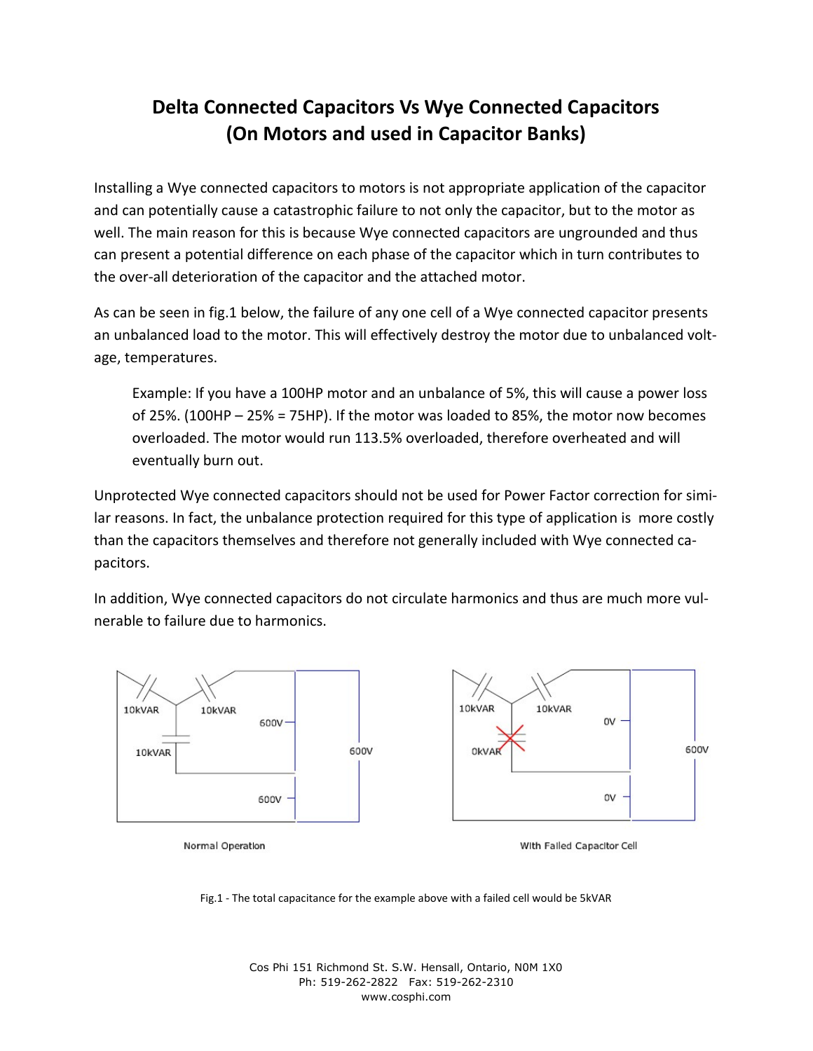# Delta Connected Capacitors Vs Wye Connected Capacitors (On Motors and used in Capacitor Banks)

Installing a Wye connected capacitors to motors is not appropriate application of the capacitor and can potentially cause a catastrophic failure to not only the capacitor, but to the motor as well. The main reason for this is because Wye connected capacitors are ungrounded and thus can present a potential difference on each phase of the capacitor which in turn contributes to the over-all deterioration of the capacitor and the attached motor.

As can be seen in fig.1 below, the failure of any one cell of a Wye connected capacitor presents an unbalanced load to the motor. This will effectively destroy the motor due to unbalanced voltage, temperatures.

> Example: If you have a 100HP motor and an unbalance of 5%, this will cause a power loss of 25%. (100HP – 25% = 75HP). If the motor was loaded to 85%, the motor now becomes overloaded. The motor would run 113.5% overloaded, therefore overheated and will eventually burn out.

Unprotected Wye connected capacitors should not be used for Power Factor correction for similar reasons. In fact, the unbalance protection required for this type of application is more costly than the capacitors themselves and therefore not generally included with Wye connected capacitors.

In addition, Wye connected capacitors do not circulate harmonics and thus are much more vulnerable to failure due to harmonics.

10kVAR 10kVAR 600V 10kVAR 600V 600V

Normal Operation

10kVAR 10kVAR 0V 0kVAR 600V 0V

With Failed Capacitor Cell

Fig.1 - The total capacitance for the example above with a failed cell would be 5kVAR

Cos Phi 151 Richmond St. S.W. Hensall, Ontario, N0M 1X0
Ph: 519-262-2822 Fax: 519-262-2310
www.cosphi.com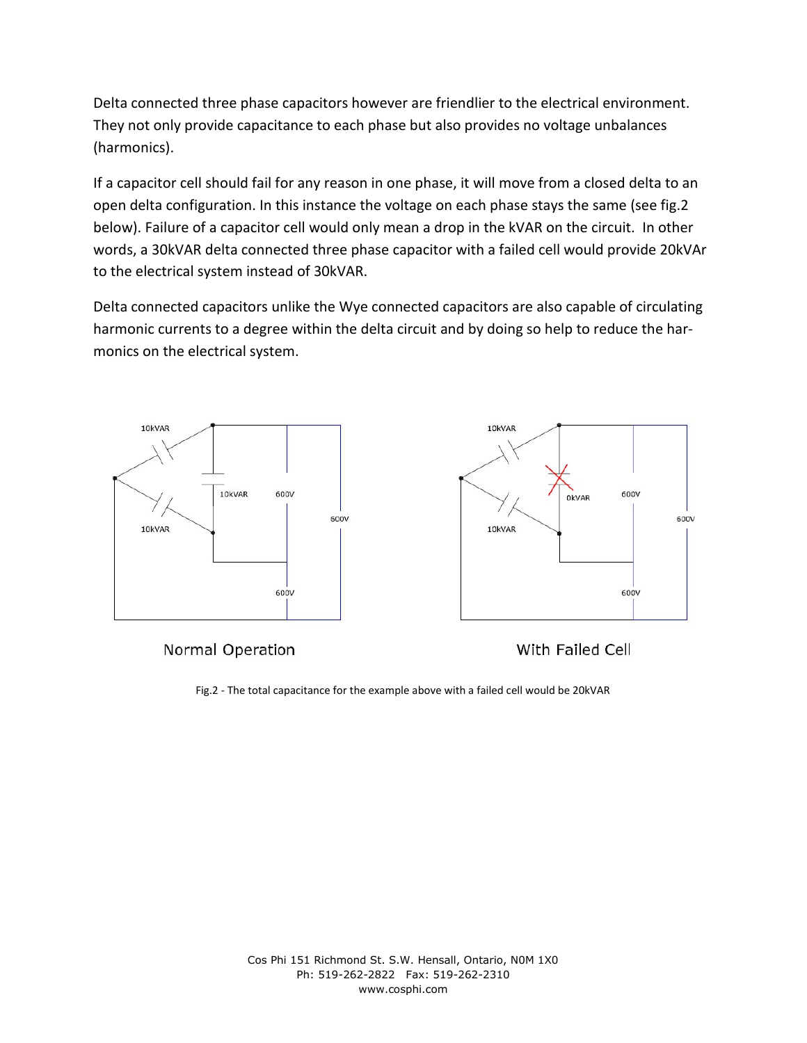Delta connected three phase capacitors however are friendlier to the electrical environment. They not only provide capacitance to each phase but also provides no voltage unbalances (harmonics).

If a capacitor cell should fail for any reason in one phase, it will move from a closed delta to an open delta configuration. In this instance the voltage on each phase stays the same (see fig.2 below). Failure of a capacitor cell would only mean a drop in the kVAR on the circuit. In other words, a 30kVAR delta connected three phase capacitor with a failed cell would provide 20kVAr to the electrical system instead of 30kVAR.

Delta connected capacitors unlike the Wye connected capacitors are also capable of circulating harmonic currents to a degree within the delta circuit and by doing so help to reduce the harmonics on the electrical system.

10kVAR
10kVAR
10kVAR
600V
600V
600V

Normal Operation

10kVAR
0kVAR
10kVAR
600V
600V
600V

With Failed Cell

Fig.2 - The total capacitance for the example above with a failed cell would be 20kVAR